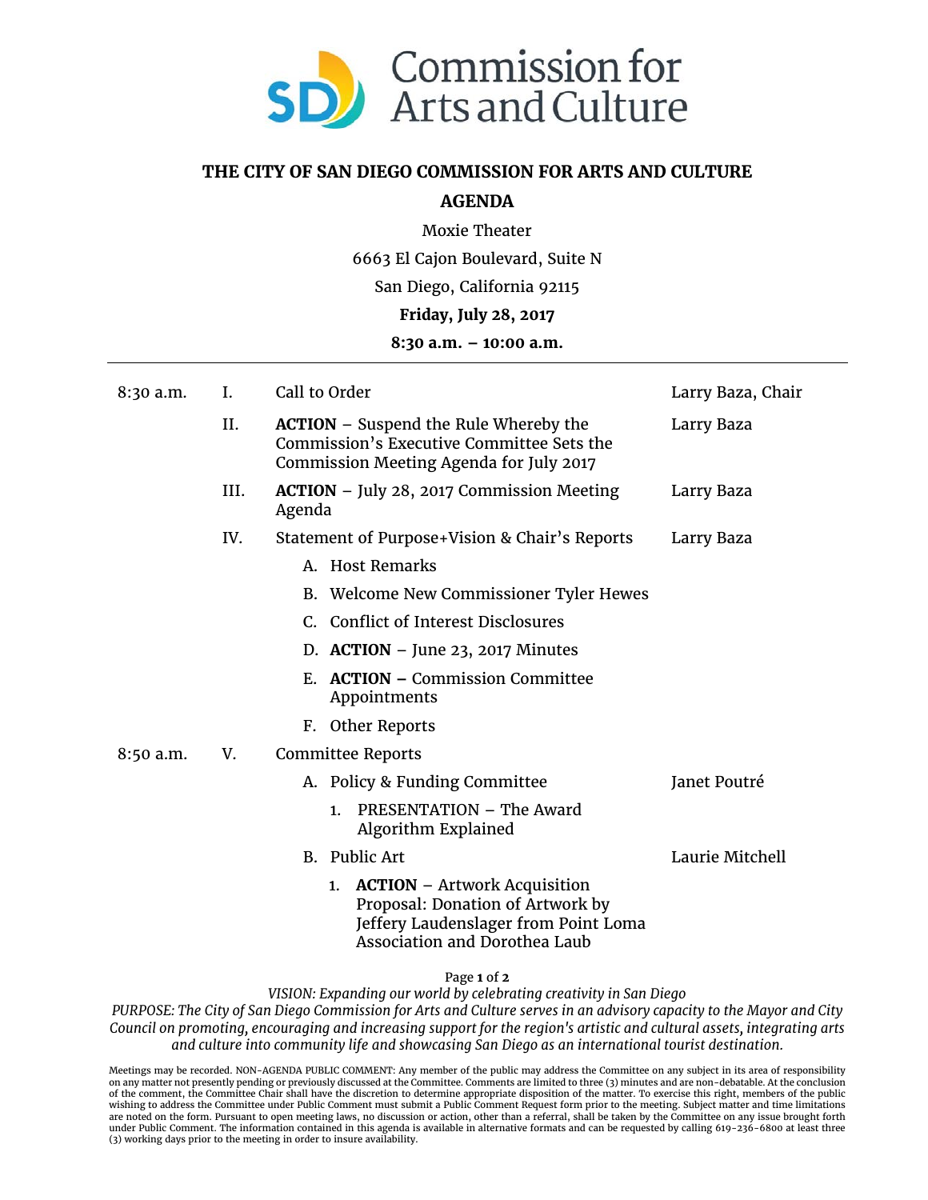# Commission for Arts and Culture

## THE CITY OF SAN DIEGO COMMISSION FOR ARTS AND CULTURE

## AGENDA

Moxie Theater

6663 El Cajon Boulevard, Suite N

San Diego, California 92115

**Friday, July 28, 2017**

**8:30 a.m. – 10:00 a.m.**

---

| | | | |
|---|---|---|---|
| 8:30 a.m. | I. | Call to Order | Larry Baza, Chair |
| | II. | **ACTION** – Suspend the Rule Whereby the Commission's Executive Committee Sets the Commission Meeting Agenda for July 2017 | Larry Baza |
| | III. | **ACTION** – July 28, 2017 Commission Meeting Agenda | Larry Baza |
| | IV. | Statement of Purpose+Vision & Chair's Reports | Larry Baza |
| | | A. Host Remarks | |
| | | B. Welcome New Commissioner Tyler Hewes | |
| | | C. Conflict of Interest Disclosures | |
| | | D. **ACTION** – June 23, 2017 Minutes | |
| | | E. **ACTION –** Commission Committee Appointments | |
| | | F. Other Reports | |
| 8:50 a.m. | V. | Committee Reports | |
| | | A. Policy & Funding Committee | Janet Poutré |
| | | 1. PRESENTATION – The Award Algorithm Explained | |
| | | B. Public Art | Laurie Mitchell |
| | | 1. **ACTION** – Artwork Acquisition Proposal: Donation of Artwork by Jeffery Laudenslager from Point Loma Association and Dorothea Laub | |

*VISION: Expanding our world by celebrating creativity in San Diego*

*PURPOSE: The City of San Diego Commission for Arts and Culture serves in an advisory capacity to the Mayor and City Council on promoting, encouraging and increasing support for the region's artistic and cultural assets, integrating arts and culture into community life and showcasing San Diego as an international tourist destination.*

Meetings may be recorded. NON-AGENDA PUBLIC COMMENT: Any member of the public may address the Committee on any subject in its area of responsibility on any matter not presently pending or previously discussed at the Committee. Comments are limited to three (3) minutes and are non-debatable. At the conclusion of the comment, the Committee Chair shall have the discretion to determine appropriate disposition of the matter. To exercise this right, members of the public wishing to address the Committee under Public Comment must submit a Public Comment Request form prior to the meeting. Subject matter and time limitations are noted on the form. Pursuant to open meeting laws, no discussion or action, other than a referral, shall be taken by the Committee on any issue brought forth under Public Comment. The information contained in this agenda is available in alternative formats and can be requested by calling 619-236-6800 at least three (3) working days prior to the meeting in order to insure availability.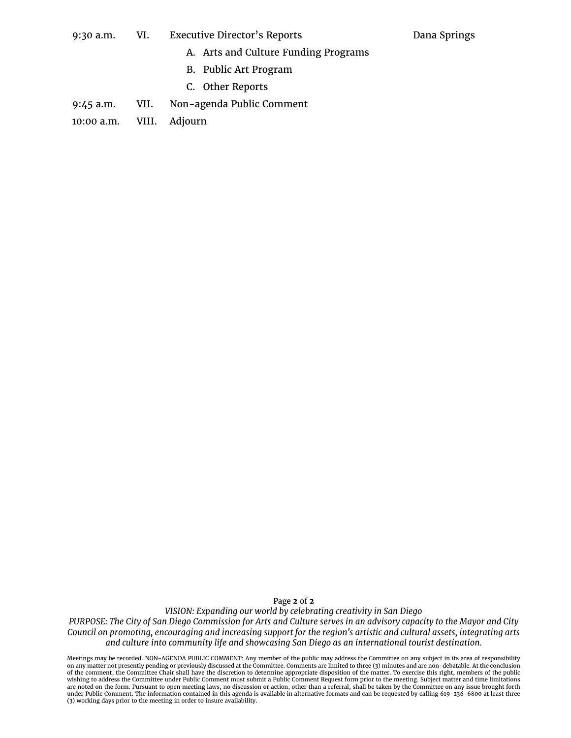| | | | |
|---|---|---|---|
| 9:30 a.m. | VI. | Executive Director's Reports<br>A. Arts and Culture Funding Programs<br>B. Public Art Program<br>C. Other Reports | Dana Springs |
| 9:45 a.m. | VII. | Non-agenda Public Comment | |
| 10:00 a.m. | VIII. | Adjourn | |

*VISION: Expanding our world by celebrating creativity in San Diego*

*PURPOSE: The City of San Diego Commission for Arts and Culture serves in an advisory capacity to the Mayor and City Council on promoting, encouraging and increasing support for the region's artistic and cultural assets, integrating arts and culture into community life and showcasing San Diego as an international tourist destination.*

Meetings may be recorded. NON-AGENDA PUBLIC COMMENT: Any member of the public may address the Committee on any subject in its area of responsibility on any matter not presently pending or previously discussed at the Committee. Comments are limited to three (3) minutes and are non-debatable. At the conclusion of the comment, the Committee Chair shall have the discretion to determine appropriate disposition of the matter. To exercise this right, members of the public wishing to address the Committee under Public Comment must submit a Public Comment Request form prior to the meeting. Subject matter and time limitations are noted on the form. Pursuant to open meeting laws, no discussion or action, other than a referral, shall be taken by the Committee on any issue brought forth under Public Comment. The information contained in this agenda is available in alternative formats and can be requested by calling 619-236-6800 at least three (3) working days prior to the meeting in order to insure availability.